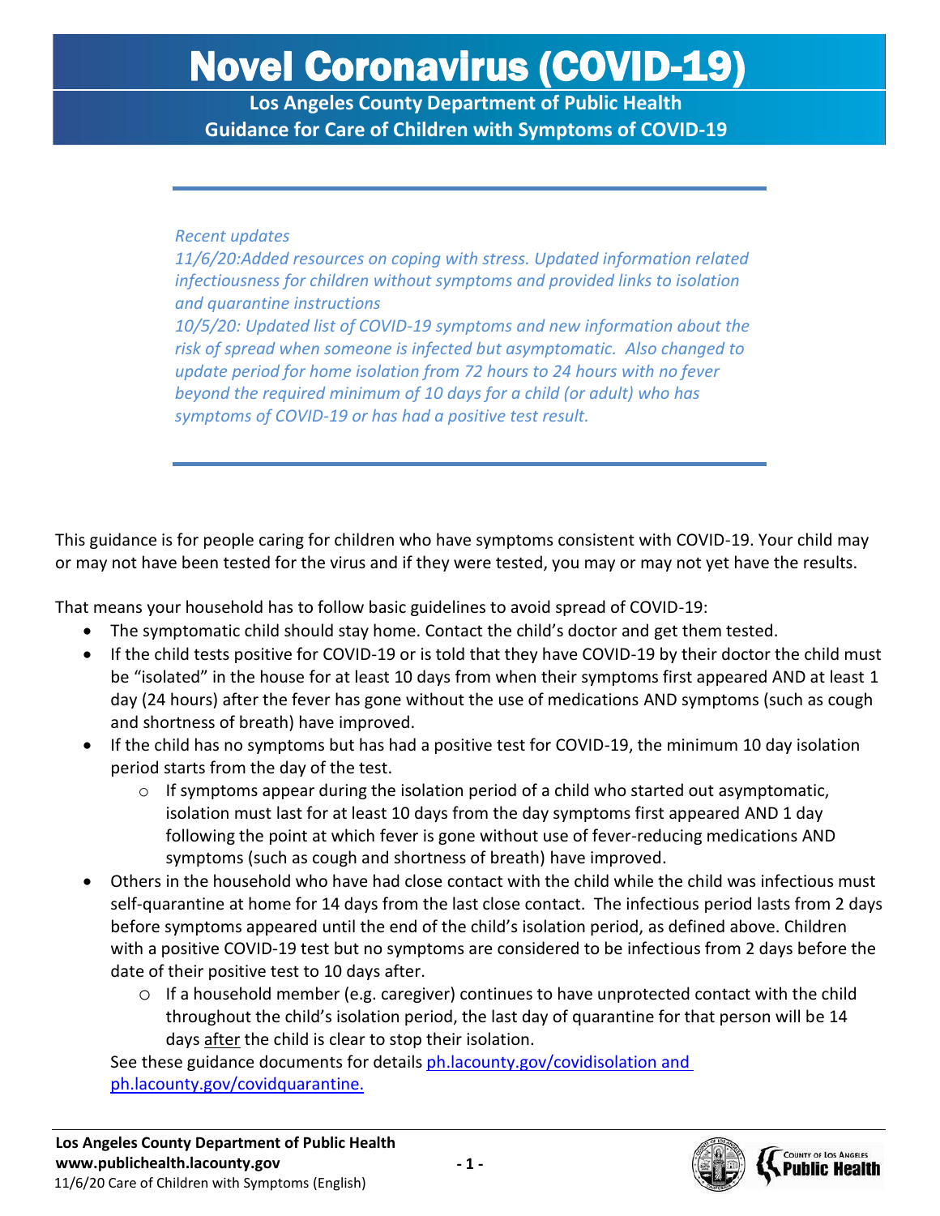# Novel Coronavirus (COVID-19)

**Los Angeles County Department of Public Health**
**Guidance for Care of Children with Symptoms of COVID-19**

---

*Recent updates*
*11/6/20:Added resources on coping with stress. Updated information related infectiousness for children without symptoms and provided links to isolation and quarantine instructions*
*10/5/20: Updated list of COVID-19 symptoms and new information about the risk of spread when someone is infected but asymptomatic. Also changed to update period for home isolation from 72 hours to 24 hours with no fever beyond the required minimum of 10 days for a child (or adult) who has symptoms of COVID-19 or has had a positive test result.*

---

This guidance is for people caring for children who have symptoms consistent with COVID-19. Your child may or may not have been tested for the virus and if they were tested, you may or may not yet have the results.

That means your household has to follow basic guidelines to avoid spread of COVID-19:

- The symptomatic child should stay home. Contact the child's doctor and get them tested.
- If the child tests positive for COVID-19 or is told that they have COVID-19 by their doctor the child must be "isolated" in the house for at least 10 days from when their symptoms first appeared AND at least 1 day (24 hours) after the fever has gone without the use of medications AND symptoms (such as cough and shortness of breath) have improved.
- If the child has no symptoms but has had a positive test for COVID-19, the minimum 10 day isolation period starts from the day of the test.
  - If symptoms appear during the isolation period of a child who started out asymptomatic, isolation must last for at least 10 days from the day symptoms first appeared AND 1 day following the point at which fever is gone without use of fever-reducing medications AND symptoms (such as cough and shortness of breath) have improved.
- Others in the household who have had close contact with the child while the child was infectious must self-quarantine at home for 14 days from the last close contact. The infectious period lasts from 2 days before symptoms appeared until the end of the child's isolation period, as defined above. Children with a positive COVID-19 test but no symptoms are considered to be infectious from 2 days before the date of their positive test to 10 days after.
  - If a household member (e.g. caregiver) continues to have unprotected contact with the child throughout the child's isolation period, the last day of quarantine for that person will be 14 days after the child is clear to stop their isolation.

See these guidance documents for details [ph.lacounty.gov/covidisolation and ph.lacounty.gov/covidquarantine.](ph.lacounty.gov/covidisolation)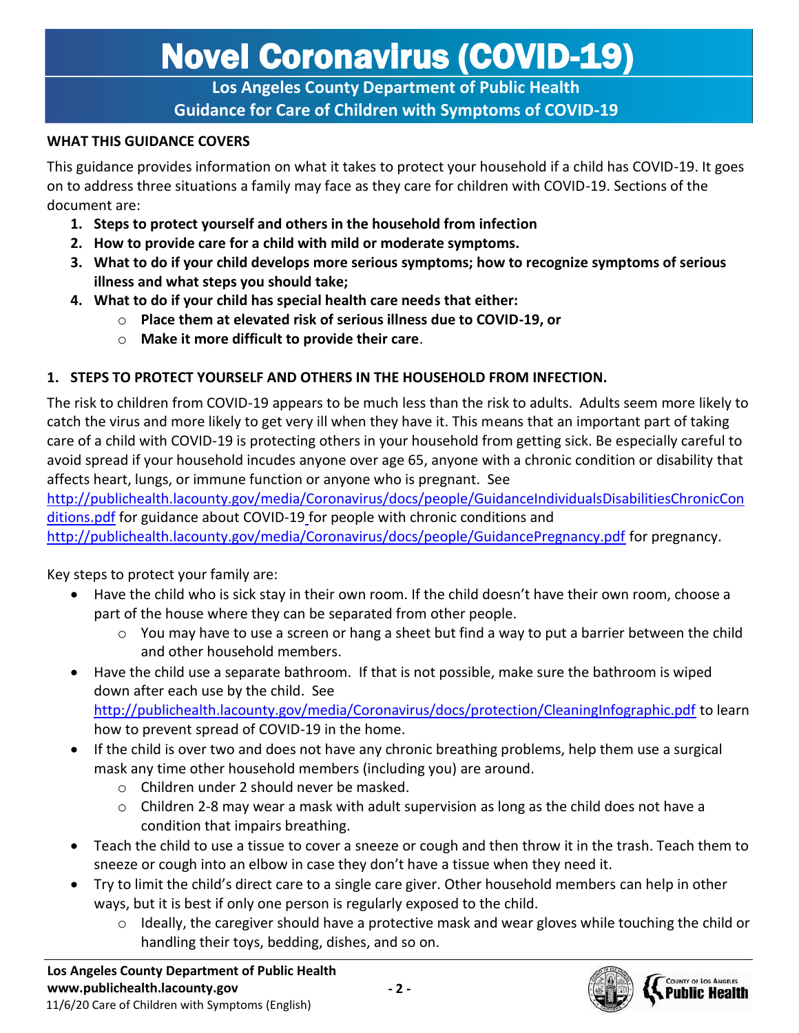# Novel Coronavirus (COVID-19)

**Los Angeles County Department of Public Health**
**Guidance for Care of Children with Symptoms of COVID-19**

## WHAT THIS GUIDANCE COVERS

This guidance provides information on what it takes to protect your household if a child has COVID-19. It goes on to address three situations a family may face as they care for children with COVID-19. Sections of the document are:

1. **Steps to protect yourself and others in the household from infection**
2. **How to provide care for a child with mild or moderate symptoms.**
3. **What to do if your child develops more serious symptoms; how to recognize symptoms of serious illness and what steps you should take;**
4. **What to do if your child has special health care needs that either:**
   - **Place them at elevated risk of serious illness due to COVID-19, or**
   - **Make it more difficult to provide their care**.

## 1. STEPS TO PROTECT YOURSELF AND OTHERS IN THE HOUSEHOLD FROM INFECTION.

The risk to children from COVID-19 appears to be much less than the risk to adults. Adults seem more likely to catch the virus and more likely to get very ill when they have it. This means that an important part of taking care of a child with COVID-19 is protecting others in your household from getting sick. Be especially careful to avoid spread if your household incudes anyone over age 65, anyone with a chronic condition or disability that affects heart, lungs, or immune function or anyone who is pregnant. See http://publichealth.lacounty.gov/media/Coronavirus/docs/people/GuidanceIndividualsDisabilitiesChronicConditions.pdf for guidance about COVID-19 for people with chronic conditions and http://publichealth.lacounty.gov/media/Coronavirus/docs/people/GuidancePregnancy.pdf for pregnancy.

Key steps to protect your family are:

- Have the child who is sick stay in their own room. If the child doesn't have their own room, choose a part of the house where they can be separated from other people.
  - You may have to use a screen or hang a sheet but find a way to put a barrier between the child and other household members.
- Have the child use a separate bathroom. If that is not possible, make sure the bathroom is wiped down after each use by the child. See http://publichealth.lacounty.gov/media/Coronavirus/docs/protection/CleaningInfographic.pdf to learn how to prevent spread of COVID-19 in the home.
- If the child is over two and does not have any chronic breathing problems, help them use a surgical mask any time other household members (including you) are around.
  - Children under 2 should never be masked.
  - Children 2-8 may wear a mask with adult supervision as long as the child does not have a condition that impairs breathing.
- Teach the child to use a tissue to cover a sneeze or cough and then throw it in the trash. Teach them to sneeze or cough into an elbow in case they don't have a tissue when they need it.
- Try to limit the child's direct care to a single care giver. Other household members can help in other ways, but it is best if only one person is regularly exposed to the child.
  - Ideally, the caregiver should have a protective mask and wear gloves while touching the child or handling their toys, bedding, dishes, and so on.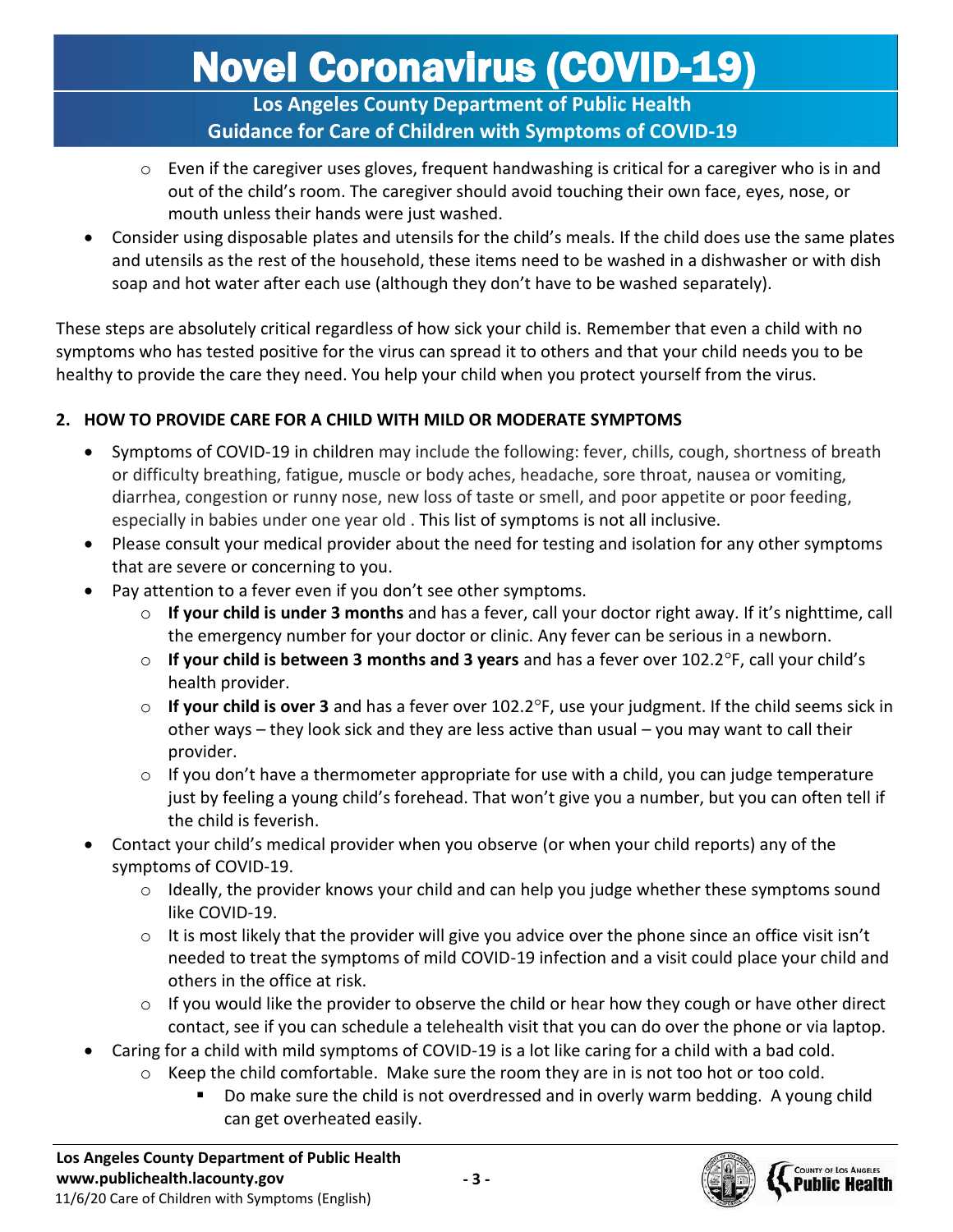- Even if the caregiver uses gloves, frequent handwashing is critical for a caregiver who is in and out of the child's room. The caregiver should avoid touching their own face, eyes, nose, or mouth unless their hands were just washed.

- Consider using disposable plates and utensils for the child's meals. If the child does use the same plates and utensils as the rest of the household, these items need to be washed in a dishwasher or with dish soap and hot water after each use (although they don't have to be washed separately).

These steps are absolutely critical regardless of how sick your child is. Remember that even a child with no symptoms who has tested positive for the virus can spread it to others and that your child needs you to be healthy to provide the care they need. You help your child when you protect yourself from the virus.

**2. HOW TO PROVIDE CARE FOR A CHILD WITH MILD OR MODERATE SYMPTOMS**

- Symptoms of COVID-19 in children may include the following: fever, chills, cough, shortness of breath or difficulty breathing, fatigue, muscle or body aches, headache, sore throat, nausea or vomiting, diarrhea, congestion or runny nose, new loss of taste or smell, and poor appetite or poor feeding, especially in babies under one year old . This list of symptoms is not all inclusive.
- Please consult your medical provider about the need for testing and isolation for any other symptoms that are severe or concerning to you.
- Pay attention to a fever even if you don't see other symptoms.
  - **If your child is under 3 months** and has a fever, call your doctor right away. If it's nighttime, call the emergency number for your doctor or clinic. Any fever can be serious in a newborn.
  - **If your child is between 3 months and 3 years** and has a fever over 102.2°F, call your child's health provider.
  - **If your child is over 3** and has a fever over 102.2°F, use your judgment. If the child seems sick in other ways – they look sick and they are less active than usual – you may want to call their provider.
  - If you don't have a thermometer appropriate for use with a child, you can judge temperature just by feeling a young child's forehead. That won't give you a number, but you can often tell if the child is feverish.
- Contact your child's medical provider when you observe (or when your child reports) any of the symptoms of COVID-19.
  - Ideally, the provider knows your child and can help you judge whether these symptoms sound like COVID-19.
  - It is most likely that the provider will give you advice over the phone since an office visit isn't needed to treat the symptoms of mild COVID-19 infection and a visit could place your child and others in the office at risk.
  - If you would like the provider to observe the child or hear how they cough or have other direct contact, see if you can schedule a telehealth visit that you can do over the phone or via laptop.
- Caring for a child with mild symptoms of COVID-19 is a lot like caring for a child with a bad cold.
  - Keep the child comfortable. Make sure the room they are in is not too hot or too cold.
    - Do make sure the child is not overdressed and in overly warm bedding. A young child can get overheated easily.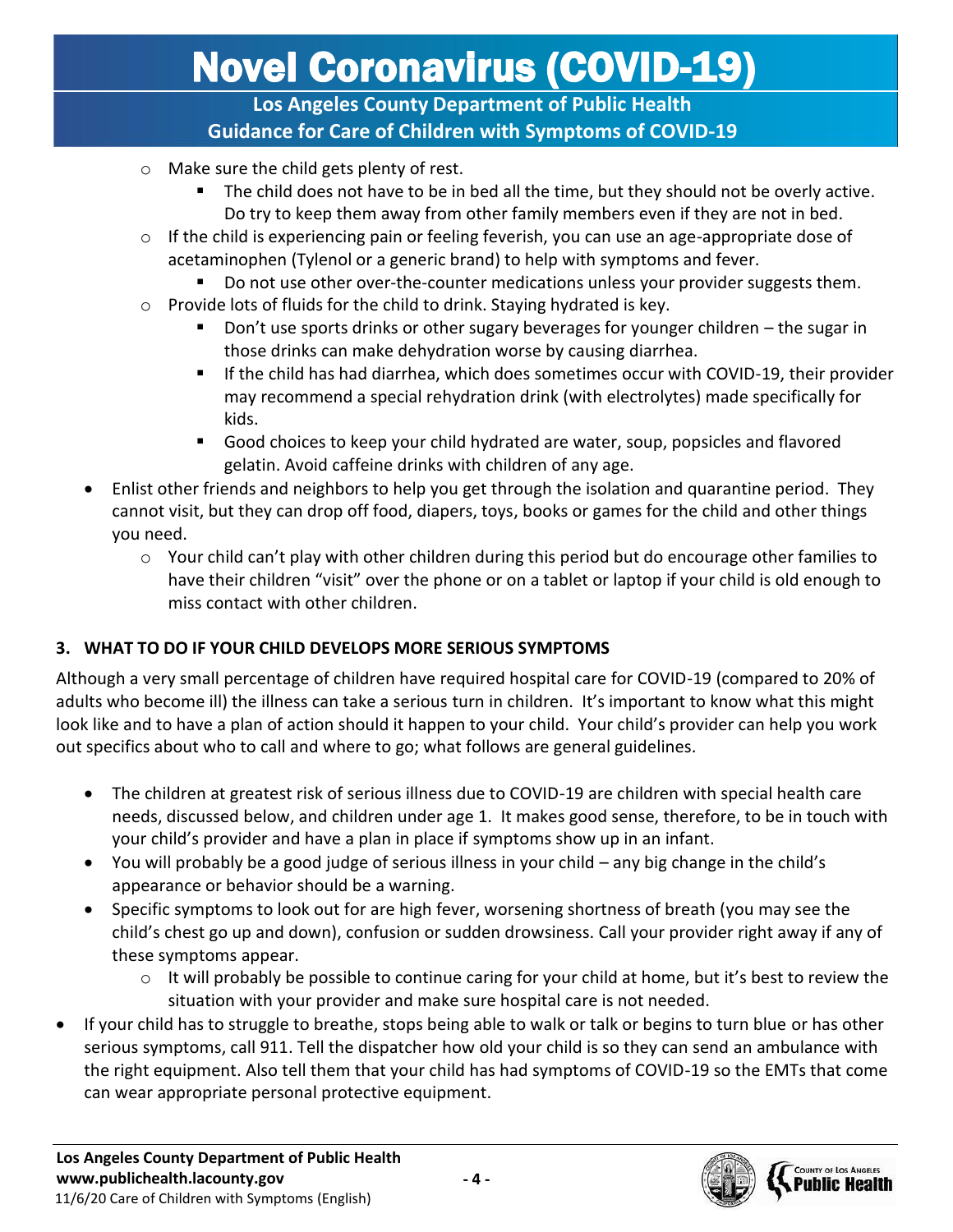- Make sure the child gets plenty of rest.
    - The child does not have to be in bed all the time, but they should not be overly active. Do try to keep them away from other family members even if they are not in bed.
- If the child is experiencing pain or feeling feverish, you can use an age-appropriate dose of acetaminophen (Tylenol or a generic brand) to help with symptoms and fever.
    - Do not use other over-the-counter medications unless your provider suggests them.
- Provide lots of fluids for the child to drink. Staying hydrated is key.
    - Don't use sports drinks or other sugary beverages for younger children – the sugar in those drinks can make dehydration worse by causing diarrhea.
    - If the child has had diarrhea, which does sometimes occur with COVID-19, their provider may recommend a special rehydration drink (with electrolytes) made specifically for kids.
    - Good choices to keep your child hydrated are water, soup, popsicles and flavored gelatin. Avoid caffeine drinks with children of any age.

- Enlist other friends and neighbors to help you get through the isolation and quarantine period. They cannot visit, but they can drop off food, diapers, toys, books or games for the child and other things you need.
    - Your child can't play with other children during this period but do encourage other families to have their children "visit" over the phone or on a tablet or laptop if your child is old enough to miss contact with other children.

### 3. WHAT TO DO IF YOUR CHILD DEVELOPS MORE SERIOUS SYMPTOMS

Although a very small percentage of children have required hospital care for COVID-19 (compared to 20% of adults who become ill) the illness can take a serious turn in children. It's important to know what this might look like and to have a plan of action should it happen to your child. Your child's provider can help you work out specifics about who to call and where to go; what follows are general guidelines.

- The children at greatest risk of serious illness due to COVID-19 are children with special health care needs, discussed below, and children under age 1. It makes good sense, therefore, to be in touch with your child's provider and have a plan in place if symptoms show up in an infant.
- You will probably be a good judge of serious illness in your child – any big change in the child's appearance or behavior should be a warning.
- Specific symptoms to look out for are high fever, worsening shortness of breath (you may see the child's chest go up and down), confusion or sudden drowsiness. Call your provider right away if any of these symptoms appear.
    - It will probably be possible to continue caring for your child at home, but it's best to review the situation with your provider and make sure hospital care is not needed.
- If your child has to struggle to breathe, stops being able to walk or talk or begins to turn blue or has other serious symptoms, call 911. Tell the dispatcher how old your child is so they can send an ambulance with the right equipment. Also tell them that your child has had symptoms of COVID-19 so the EMTs that come can wear appropriate personal protective equipment.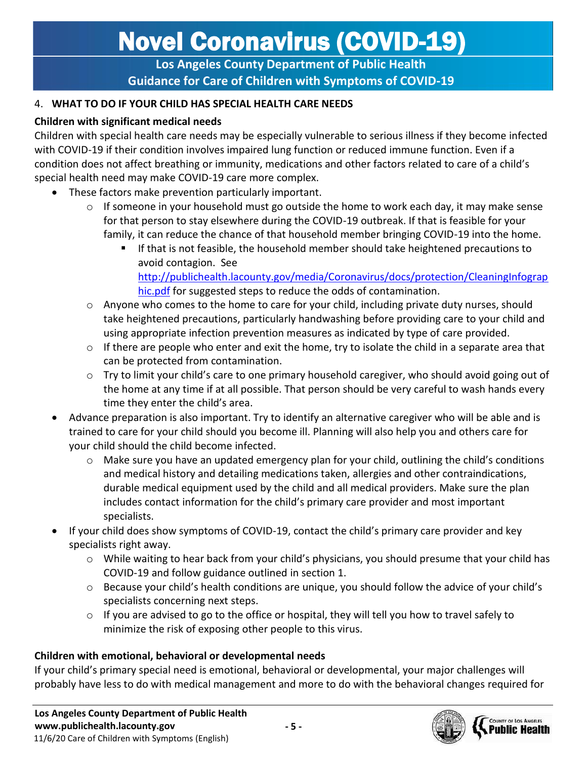4. **WHAT TO DO IF YOUR CHILD HAS SPECIAL HEALTH CARE NEEDS**

**Children with significant medical needs**

Children with special health care needs may be especially vulnerable to serious illness if they become infected with COVID-19 if their condition involves impaired lung function or reduced immune function. Even if a condition does not affect breathing or immunity, medications and other factors related to care of a child's special health need may make COVID-19 care more complex.

- These factors make prevention particularly important.
  - If someone in your household must go outside the home to work each day, it may make sense for that person to stay elsewhere during the COVID-19 outbreak. If that is feasible for your family, it can reduce the chance of that household member bringing COVID-19 into the home.
    - If that is not feasible, the household member should take heightened precautions to avoid contagion. See http://publichealth.lacounty.gov/media/Coronavirus/docs/protection/CleaningInfographic.pdf for suggested steps to reduce the odds of contamination.
  - Anyone who comes to the home to care for your child, including private duty nurses, should take heightened precautions, particularly handwashing before providing care to your child and using appropriate infection prevention measures as indicated by type of care provided.
  - If there are people who enter and exit the home, try to isolate the child in a separate area that can be protected from contamination.
  - Try to limit your child's care to one primary household caregiver, who should avoid going out of the home at any time if at all possible. That person should be very careful to wash hands every time they enter the child's area.
- Advance preparation is also important. Try to identify an alternative caregiver who will be able and is trained to care for your child should you become ill. Planning will also help you and others care for your child should the child become infected.
  - Make sure you have an updated emergency plan for your child, outlining the child's conditions and medical history and detailing medications taken, allergies and other contraindications, durable medical equipment used by the child and all medical providers. Make sure the plan includes contact information for the child's primary care provider and most important specialists.
- If your child does show symptoms of COVID-19, contact the child's primary care provider and key specialists right away.
  - While waiting to hear back from your child's physicians, you should presume that your child has COVID-19 and follow guidance outlined in section 1.
  - Because your child's health conditions are unique, you should follow the advice of your child's specialists concerning next steps.
  - If you are advised to go to the office or hospital, they will tell you how to travel safely to minimize the risk of exposing other people to this virus.

**Children with emotional, behavioral or developmental needs**

If your child's primary special need is emotional, behavioral or developmental, your major challenges will probably have less to do with medical management and more to do with the behavioral changes required for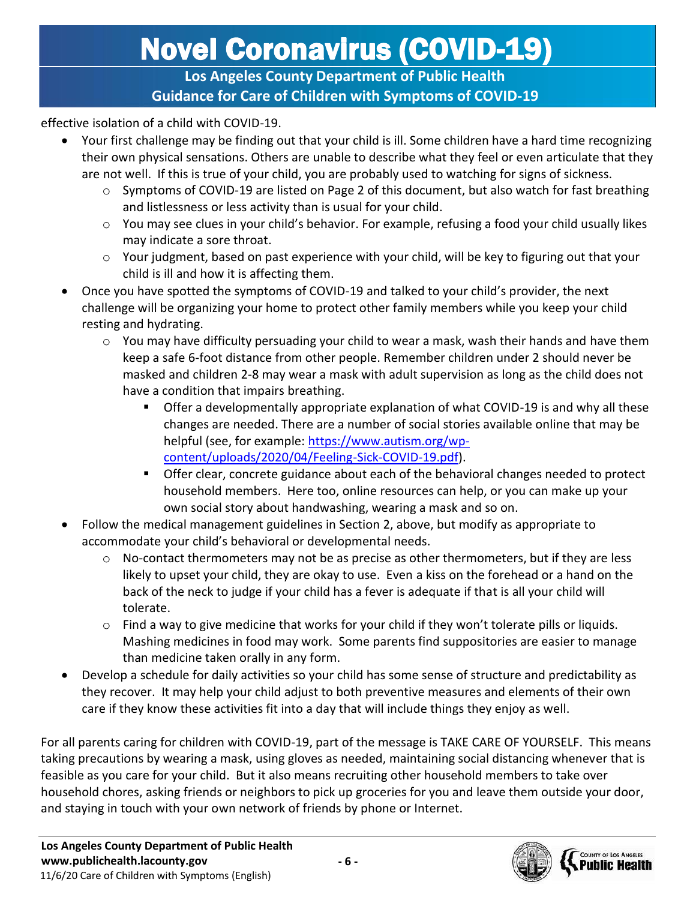effective isolation of a child with COVID-19.

- Your first challenge may be finding out that your child is ill. Some children have a hard time recognizing their own physical sensations. Others are unable to describe what they feel or even articulate that they are not well. If this is true of your child, you are probably used to watching for signs of sickness.
  - Symptoms of COVID-19 are listed on Page 2 of this document, but also watch for fast breathing and listlessness or less activity than is usual for your child.
  - You may see clues in your child's behavior. For example, refusing a food your child usually likes may indicate a sore throat.
  - Your judgment, based on past experience with your child, will be key to figuring out that your child is ill and how it is affecting them.
- Once you have spotted the symptoms of COVID-19 and talked to your child's provider, the next challenge will be organizing your home to protect other family members while you keep your child resting and hydrating.
  - You may have difficulty persuading your child to wear a mask, wash their hands and have them keep a safe 6-foot distance from other people. Remember children under 2 should never be masked and children 2-8 may wear a mask with adult supervision as long as the child does not have a condition that impairs breathing.
    - Offer a developmentally appropriate explanation of what COVID-19 is and why all these changes are needed. There are a number of social stories available online that may be helpful (see, for example: [https://www.autism.org/wp-content/uploads/2020/04/Feeling-Sick-COVID-19.pdf](https://www.autism.org/wp-content/uploads/2020/04/Feeling-Sick-COVID-19.pdf)).
    - Offer clear, concrete guidance about each of the behavioral changes needed to protect household members. Here too, online resources can help, or you can make up your own social story about handwashing, wearing a mask and so on.
- Follow the medical management guidelines in Section 2, above, but modify as appropriate to accommodate your child's behavioral or developmental needs.
  - No-contact thermometers may not be as precise as other thermometers, but if they are less likely to upset your child, they are okay to use. Even a kiss on the forehead or a hand on the back of the neck to judge if your child has a fever is adequate if that is all your child will tolerate.
  - Find a way to give medicine that works for your child if they won't tolerate pills or liquids. Mashing medicines in food may work. Some parents find suppositories are easier to manage than medicine taken orally in any form.
- Develop a schedule for daily activities so your child has some sense of structure and predictability as they recover. It may help your child adjust to both preventive measures and elements of their own care if they know these activities fit into a day that will include things they enjoy as well.

For all parents caring for children with COVID-19, part of the message is TAKE CARE OF YOURSELF. This means taking precautions by wearing a mask, using gloves as needed, maintaining social distancing whenever that is feasible as you care for your child. But it also means recruiting other household members to take over household chores, asking friends or neighbors to pick up groceries for you and leave them outside your door, and staying in touch with your own network of friends by phone or Internet.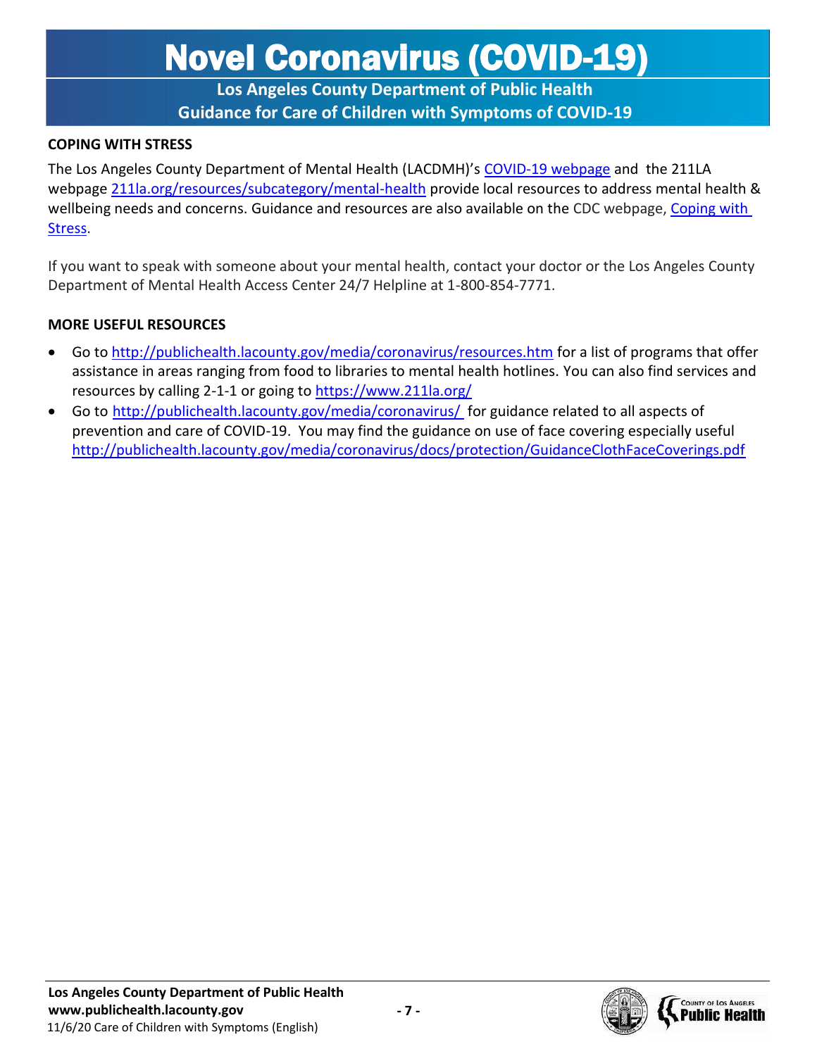## COPING WITH STRESS

The Los Angeles County Department of Mental Health (LACDMH)'s [COVID-19 webpage](#) and the 211LA webpage [211la.org/resources/subcategory/mental-health](#) provide local resources to address mental health & wellbeing needs and concerns. Guidance and resources are also available on the CDC webpage, [Coping with Stress](#).

If you want to speak with someone about your mental health, contact your doctor or the Los Angeles County Department of Mental Health Access Center 24/7 Helpline at 1-800-854-7771.

## MORE USEFUL RESOURCES

- Go to http://publichealth.lacounty.gov/media/coronavirus/resources.htm for a list of programs that offer assistance in areas ranging from food to libraries to mental health hotlines. You can also find services and resources by calling 2-1-1 or going to https://www.211la.org/
- Go to http://publichealth.lacounty.gov/media/coronavirus/ for guidance related to all aspects of prevention and care of COVID-19. You may find the guidance on use of face covering especially useful http://publichealth.lacounty.gov/media/coronavirus/docs/protection/GuidanceClothFaceCoverings.pdf